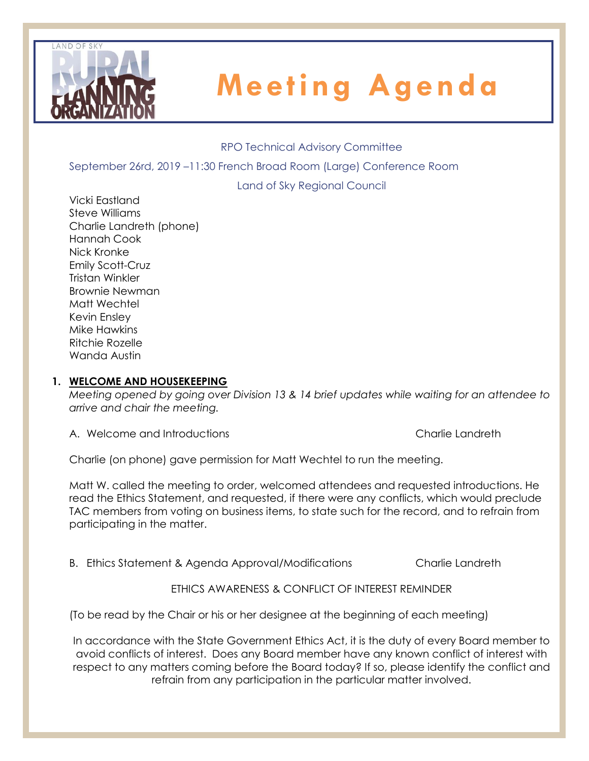LAND OF SKY RURAL PLANNING ORGANIZATION

# Meeting Agenda

RPO Technical Advisory Committee

September 26rd, 2019 –11:30 French Broad Room (Large) Conference Room

Land of Sky Regional Council

Vicki Eastland
Steve Williams
Charlie Landreth (phone)
Hannah Cook
Nick Kronke
Emily Scott-Cruz
Tristan Winkler
Brownie Newman
Matt Wechtel
Kevin Ensley
Mike Hawkins
Ritchie Rozelle
Wanda Austin

## 1. WELCOME AND HOUSEKEEPING

*Meeting opened by going over Division 13 & 14 brief updates while waiting for an attendee to arrive and chair the meeting.*

A. Welcome and Introductions — Charlie Landreth

Charlie (on phone) gave permission for Matt Wechtel to run the meeting.

Matt W. called the meeting to order, welcomed attendees and requested introductions. He read the Ethics Statement, and requested, if there were any conflicts, which would preclude TAC members from voting on business items, to state such for the record, and to refrain from participating in the matter.

B. Ethics Statement & Agenda Approval/Modifications — Charlie Landreth

ETHICS AWARENESS & CONFLICT OF INTEREST REMINDER

(To be read by the Chair or his or her designee at the beginning of each meeting)

In accordance with the State Government Ethics Act, it is the duty of every Board member to avoid conflicts of interest. Does any Board member have any known conflict of interest with respect to any matters coming before the Board today? If so, please identify the conflict and refrain from any participation in the particular matter involved.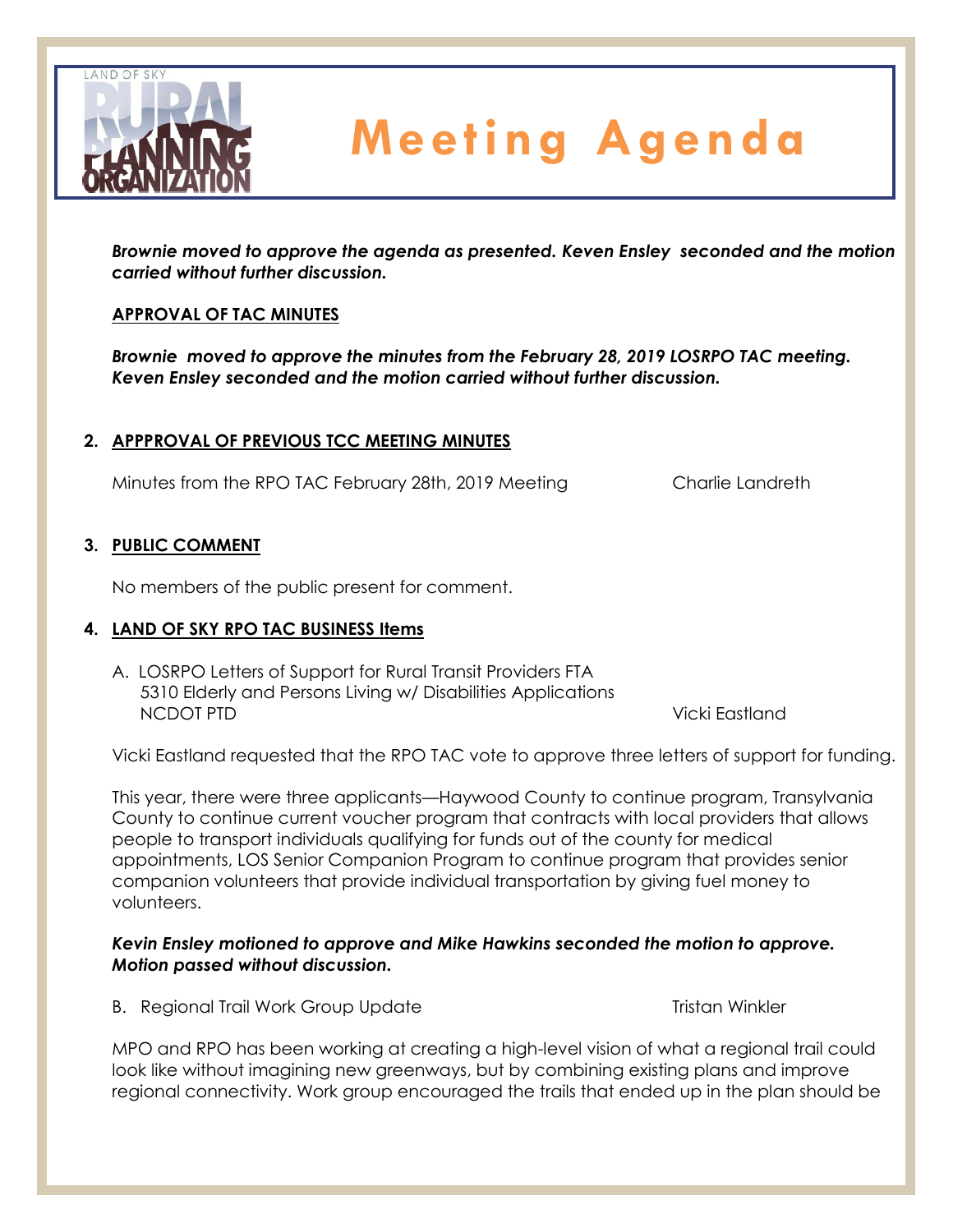# Meeting Agenda

***Brownie moved to approve the agenda as presented. Keven Ensley seconded and the motion carried without further discussion.***

**APPROVAL OF TAC MINUTES**

***Brownie moved to approve the minutes from the February 28, 2019 LOSRPO TAC meeting. Keven Ensley seconded and the motion carried without further discussion.***

2. **APPPROVAL OF PREVIOUS TCC MEETING MINUTES**

   Minutes from the RPO TAC February 28th, 2019 Meeting — Charlie Landreth

3. **PUBLIC COMMENT**

   No members of the public present for comment.

4. **LAND OF SKY RPO TAC BUSINESS Items**

   A. LOSRPO Letters of Support for Rural Transit Providers FTA 5310 Elderly and Persons Living w/ Disabilities Applications NCDOT PTD — Vicki Eastland

   Vicki Eastland requested that the RPO TAC vote to approve three letters of support for funding.

   This year, there were three applicants—Haywood County to continue program, Transylvania County to continue current voucher program that contracts with local providers that allows people to transport individuals qualifying for funds out of the county for medical appointments, LOS Senior Companion Program to continue program that provides senior companion volunteers that provide individual transportation by giving fuel money to volunteers.

   ***Kevin Ensley motioned to approve and Mike Hawkins seconded the motion to approve. Motion passed without discussion.***

   B. Regional Trail Work Group Update — Tristan Winkler

   MPO and RPO has been working at creating a high-level vision of what a regional trail could look like without imagining new greenways, but by combining existing plans and improve regional connectivity. Work group encouraged the trails that ended up in the plan should be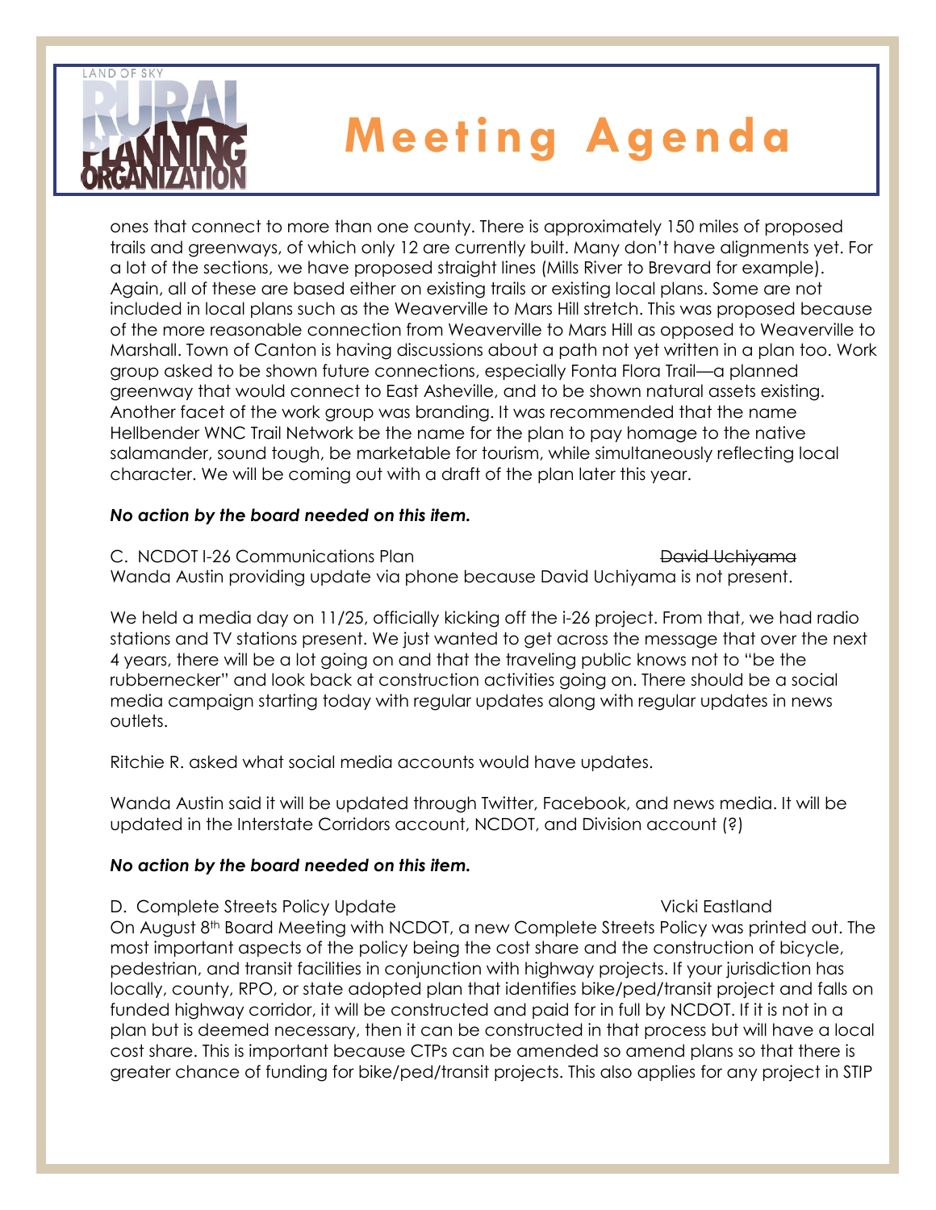ones that connect to more than one county. There is approximately 150 miles of proposed trails and greenways, of which only 12 are currently built. Many don't have alignments yet. For a lot of the sections, we have proposed straight lines (Mills River to Brevard for example). Again, all of these are based either on existing trails or existing local plans. Some are not included in local plans such as the Weaverville to Mars Hill stretch. This was proposed because of the more reasonable connection from Weaverville to Mars Hill as opposed to Weaverville to Marshall. Town of Canton is having discussions about a path not yet written in a plan too. Work group asked to be shown future connections, especially Fonta Flora Trail—a planned greenway that would connect to East Asheville, and to be shown natural assets existing. Another facet of the work group was branding. It was recommended that the name Hellbender WNC Trail Network be the name for the plan to pay homage to the native salamander, sound tough, be marketable for tourism, while simultaneously reflecting local character. We will be coming out with a draft of the plan later this year.

***No action by the board needed on this item.***

C. NCDOT I-26 Communications Plan ~~David Uchiyama~~

Wanda Austin providing update via phone because David Uchiyama is not present.

We held a media day on 11/25, officially kicking off the i-26 project. From that, we had radio stations and TV stations present. We just wanted to get across the message that over the next 4 years, there will be a lot going on and that the traveling public knows not to "be the rubbernecker" and look back at construction activities going on. There should be a social media campaign starting today with regular updates along with regular updates in news outlets.

Ritchie R. asked what social media accounts would have updates.

Wanda Austin said it will be updated through Twitter, Facebook, and news media. It will be updated in the Interstate Corridors account, NCDOT, and Division account (?)

***No action by the board needed on this item.***

D. Complete Streets Policy Update Vicki Eastland

On August 8th Board Meeting with NCDOT, a new Complete Streets Policy was printed out. The most important aspects of the policy being the cost share and the construction of bicycle, pedestrian, and transit facilities in conjunction with highway projects. If your jurisdiction has locally, county, RPO, or state adopted plan that identifies bike/ped/transit project and falls on funded highway corridor, it will be constructed and paid for in full by NCDOT. If it is not in a plan but is deemed necessary, then it can be constructed in that process but will have a local cost share. This is important because CTPs can be amended so amend plans so that there is greater chance of funding for bike/ped/transit projects. This also applies for any project in STIP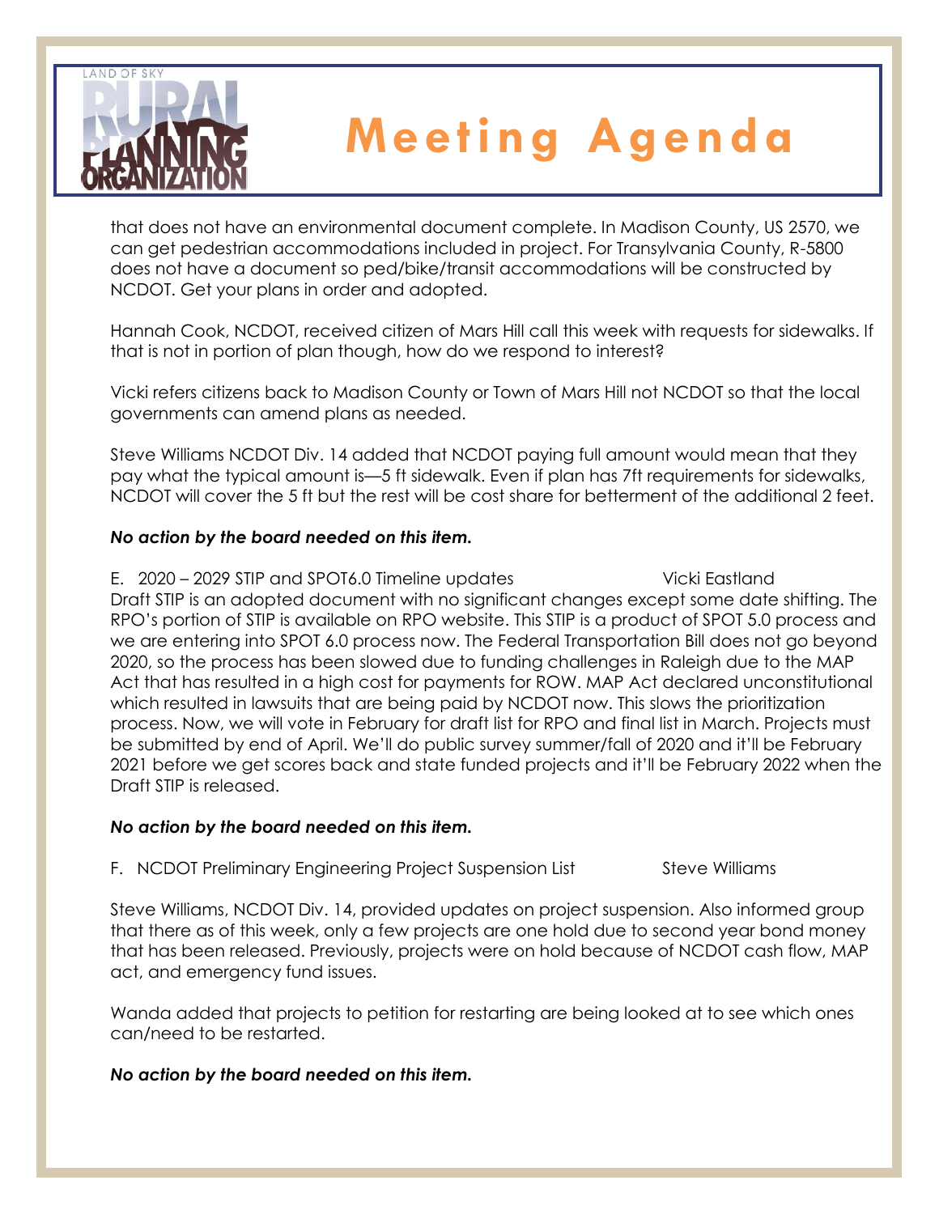that does not have an environmental document complete. In Madison County, US 2570, we can get pedestrian accommodations included in project. For Transylvania County, R-5800 does not have a document so ped/bike/transit accommodations will be constructed by NCDOT. Get your plans in order and adopted.

Hannah Cook, NCDOT, received citizen of Mars Hill call this week with requests for sidewalks. If that is not in portion of plan though, how do we respond to interest?

Vicki refers citizens back to Madison County or Town of Mars Hill not NCDOT so that the local governments can amend plans as needed.

Steve Williams NCDOT Div. 14 added that NCDOT paying full amount would mean that they pay what the typical amount is—5 ft sidewalk. Even if plan has 7ft requirements for sidewalks, NCDOT will cover the 5 ft but the rest will be cost share for betterment of the additional 2 feet.

***No action by the board needed on this item.***

E. 2020 – 2029 STIP and SPOT6.0 Timeline updates Vicki Eastland

Draft STIP is an adopted document with no significant changes except some date shifting. The RPO's portion of STIP is available on RPO website. This STIP is a product of SPOT 5.0 process and we are entering into SPOT 6.0 process now. The Federal Transportation Bill does not go beyond 2020, so the process has been slowed due to funding challenges in Raleigh due to the MAP Act that has resulted in a high cost for payments for ROW. MAP Act declared unconstitutional which resulted in lawsuits that are being paid by NCDOT now. This slows the prioritization process. Now, we will vote in February for draft list for RPO and final list in March. Projects must be submitted by end of April. We'll do public survey summer/fall of 2020 and it'll be February 2021 before we get scores back and state funded projects and it'll be February 2022 when the Draft STIP is released.

***No action by the board needed on this item.***

F. NCDOT Preliminary Engineering Project Suspension List Steve Williams

Steve Williams, NCDOT Div. 14, provided updates on project suspension. Also informed group that there as of this week, only a few projects are one hold due to second year bond money that has been released. Previously, projects were on hold because of NCDOT cash flow, MAP act, and emergency fund issues.

Wanda added that projects to petition for restarting are being looked at to see which ones can/need to be restarted.

***No action by the board needed on this item.***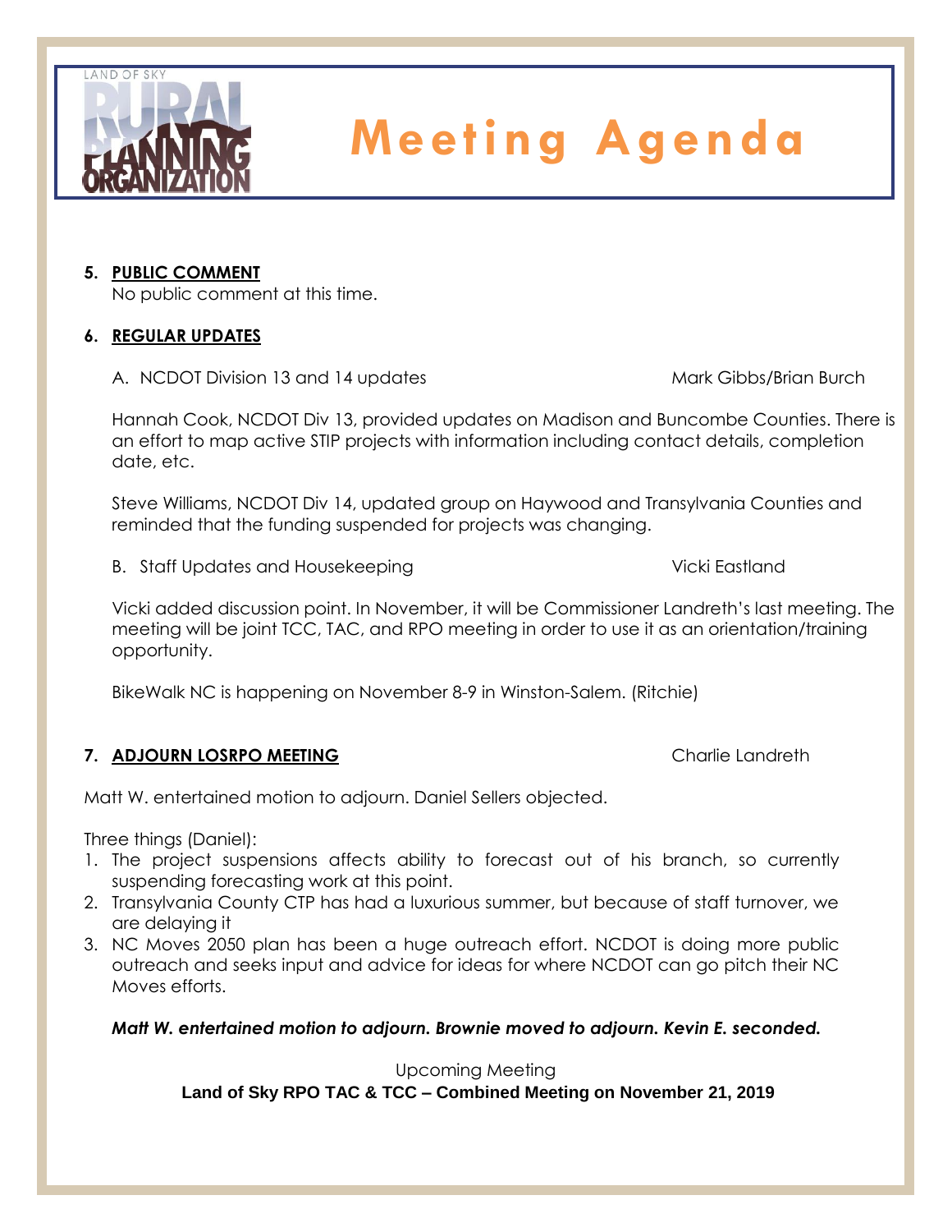# Meeting Agenda

**5. PUBLIC COMMENT**

No public comment at this time.

**6. REGULAR UPDATES**

A. NCDOT Division 13 and 14 updates — Mark Gibbs/Brian Burch

Hannah Cook, NCDOT Div 13, provided updates on Madison and Buncombe Counties. There is an effort to map active STIP projects with information including contact details, completion date, etc.

Steve Williams, NCDOT Div 14, updated group on Haywood and Transylvania Counties and reminded that the funding suspended for projects was changing.

B. Staff Updates and Housekeeping — Vicki Eastland

Vicki added discussion point. In November, it will be Commissioner Landreth's last meeting. The meeting will be joint TCC, TAC, and RPO meeting in order to use it as an orientation/training opportunity.

BikeWalk NC is happening on November 8-9 in Winston-Salem. (Ritchie)

**7. ADJOURN LOSRPO MEETING** — Charlie Landreth

Matt W. entertained motion to adjourn. Daniel Sellers objected.

Three things (Daniel):

1. The project suspensions affects ability to forecast out of his branch, so currently suspending forecasting work at this point.
2. Transylvania County CTP has had a luxurious summer, but because of staff turnover, we are delaying it
3. NC Moves 2050 plan has been a huge outreach effort. NCDOT is doing more public outreach and seeks input and advice for ideas for where NCDOT can go pitch their NC Moves efforts.

***Matt W. entertained motion to adjourn. Brownie moved to adjourn. Kevin E. seconded.***

Upcoming Meeting

**Land of Sky RPO TAC & TCC – Combined Meeting on November 21, 2019**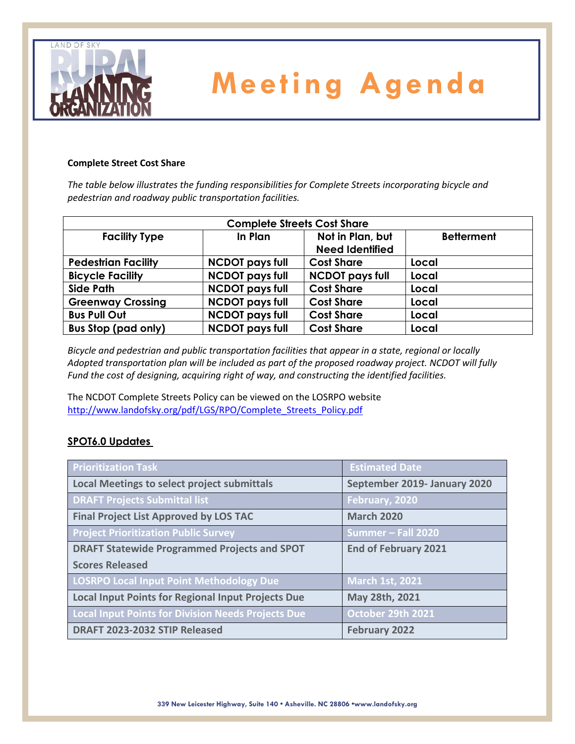# Meeting Agenda

**Complete Street Cost Share**

*The table below illustrates the funding responsibilities for Complete Streets incorporating bicycle and pedestrian and roadway public transportation facilities.*

| Complete Streets Cost Share | | | |
|---|---|---|---|
| **Facility Type** | **In Plan** | **Not in Plan, but Need Identified** | **Betterment** |
| **Pedestrian Facility** | **NCDOT pays full** | **Cost Share** | **Local** |
| **Bicycle Facility** | **NCDOT pays full** | **NCDOT pays full** | **Local** |
| **Side Path** | **NCDOT pays full** | **Cost Share** | **Local** |
| **Greenway Crossing** | **NCDOT pays full** | **Cost Share** | **Local** |
| **Bus Pull Out** | **NCDOT pays full** | **Cost Share** | **Local** |
| **Bus Stop (pad only)** | **NCDOT pays full** | **Cost Share** | **Local** |

*Bicycle and pedestrian and public transportation facilities that appear in a state, regional or locally Adopted transportation plan will be included as part of the proposed roadway project. NCDOT will fully Fund the cost of designing, acquiring right of way, and constructing the identified facilities.*

The NCDOT Complete Streets Policy can be viewed on the LOSRPO website
http://www.landofsky.org/pdf/LGS/RPO/Complete_Streets_Policy.pdf

## SPOT6.0 Updates

| Prioritization Task | Estimated Date |
|---|---|
| Local Meetings to select project submittals | September 2019- January 2020 |
| DRAFT Projects Submittal list | February, 2020 |
| Final Project List Approved by LOS TAC | March 2020 |
| Project Prioritization Public Survey | Summer – Fall 2020 |
| DRAFT Statewide Programmed Projects and SPOT Scores Released | End of February 2021 |
| LOSRPO Local Input Point Methodology Due | March 1st, 2021 |
| Local Input Points for Regional Input Projects Due | May 28th, 2021 |
| Local Input Points for Division Needs Projects Due | October 29th 2021 |
| DRAFT 2023-2032 STIP Released | February 2022 |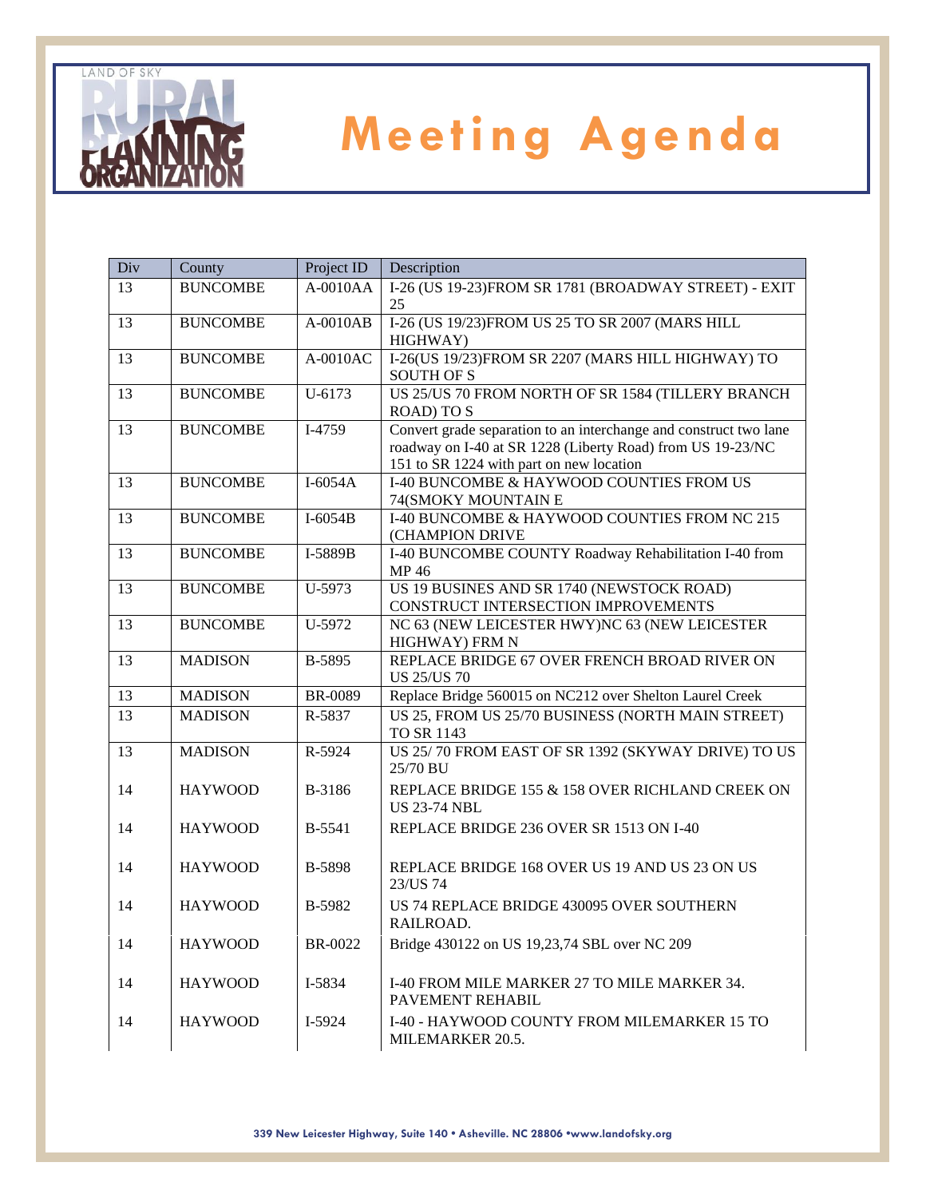# Meeting Agenda

| Div | County | Project ID | Description |
|---|---|---|---|
| 13 | BUNCOMBE | A-0010AA | I-26 (US 19-23)FROM SR 1781 (BROADWAY STREET) - EXIT 25 |
| 13 | BUNCOMBE | A-0010AB | I-26 (US 19/23)FROM US 25 TO SR 2007 (MARS HILL HIGHWAY) |
| 13 | BUNCOMBE | A-0010AC | I-26(US 19/23)FROM SR 2207 (MARS HILL HIGHWAY) TO SOUTH OF S |
| 13 | BUNCOMBE | U-6173 | US 25/US 70 FROM NORTH OF SR 1584 (TILLERY BRANCH ROAD) TO S |
| 13 | BUNCOMBE | I-4759 | Convert grade separation to an interchange and construct two lane roadway on I-40 at SR 1228 (Liberty Road) from US 19-23/NC 151 to SR 1224 with part on new location |
| 13 | BUNCOMBE | I-6054A | I-40 BUNCOMBE & HAYWOOD COUNTIES FROM US 74(SMOKY MOUNTAIN E |
| 13 | BUNCOMBE | I-6054B | I-40 BUNCOMBE & HAYWOOD COUNTIES FROM NC 215 (CHAMPION DRIVE |
| 13 | BUNCOMBE | I-5889B | I-40 BUNCOMBE COUNTY Roadway Rehabilitation I-40 from MP 46 |
| 13 | BUNCOMBE | U-5973 | US 19 BUSINES AND SR 1740 (NEWSTOCK ROAD) CONSTRUCT INTERSECTION IMPROVEMENTS |
| 13 | BUNCOMBE | U-5972 | NC 63 (NEW LEICESTER HWY)NC 63 (NEW LEICESTER HIGHWAY) FRM N |
| 13 | MADISON | B-5895 | REPLACE BRIDGE 67 OVER FRENCH BROAD RIVER ON US 25/US 70 |
| 13 | MADISON | BR-0089 | Replace Bridge 560015 on NC212 over Shelton Laurel Creek |
| 13 | MADISON | R-5837 | US 25, FROM US 25/70 BUSINESS (NORTH MAIN STREET) TO SR 1143 |
| 13 | MADISON | R-5924 | US 25/ 70 FROM EAST OF SR 1392 (SKYWAY DRIVE) TO US 25/70 BU |
| 14 | HAYWOOD | B-3186 | REPLACE BRIDGE 155 & 158 OVER RICHLAND CREEK ON US 23-74 NBL |
| 14 | HAYWOOD | B-5541 | REPLACE BRIDGE 236 OVER SR 1513 ON I-40 |
| 14 | HAYWOOD | B-5898 | REPLACE BRIDGE 168 OVER US 19 AND US 23 ON US 23/US 74 |
| 14 | HAYWOOD | B-5982 | US 74 REPLACE BRIDGE 430095 OVER SOUTHERN RAILROAD. |
| 14 | HAYWOOD | BR-0022 | Bridge 430122 on US 19,23,74 SBL over NC 209 |
| 14 | HAYWOOD | I-5834 | I-40 FROM MILE MARKER 27 TO MILE MARKER 34. PAVEMENT REHABIL |
| 14 | HAYWOOD | I-5924 | I-40 - HAYWOOD COUNTY FROM MILEMARKER 15 TO MILEMARKER 20.5. |

339 New Leicester Highway, Suite 140 • Asheville. NC 28806 •www.landofsky.org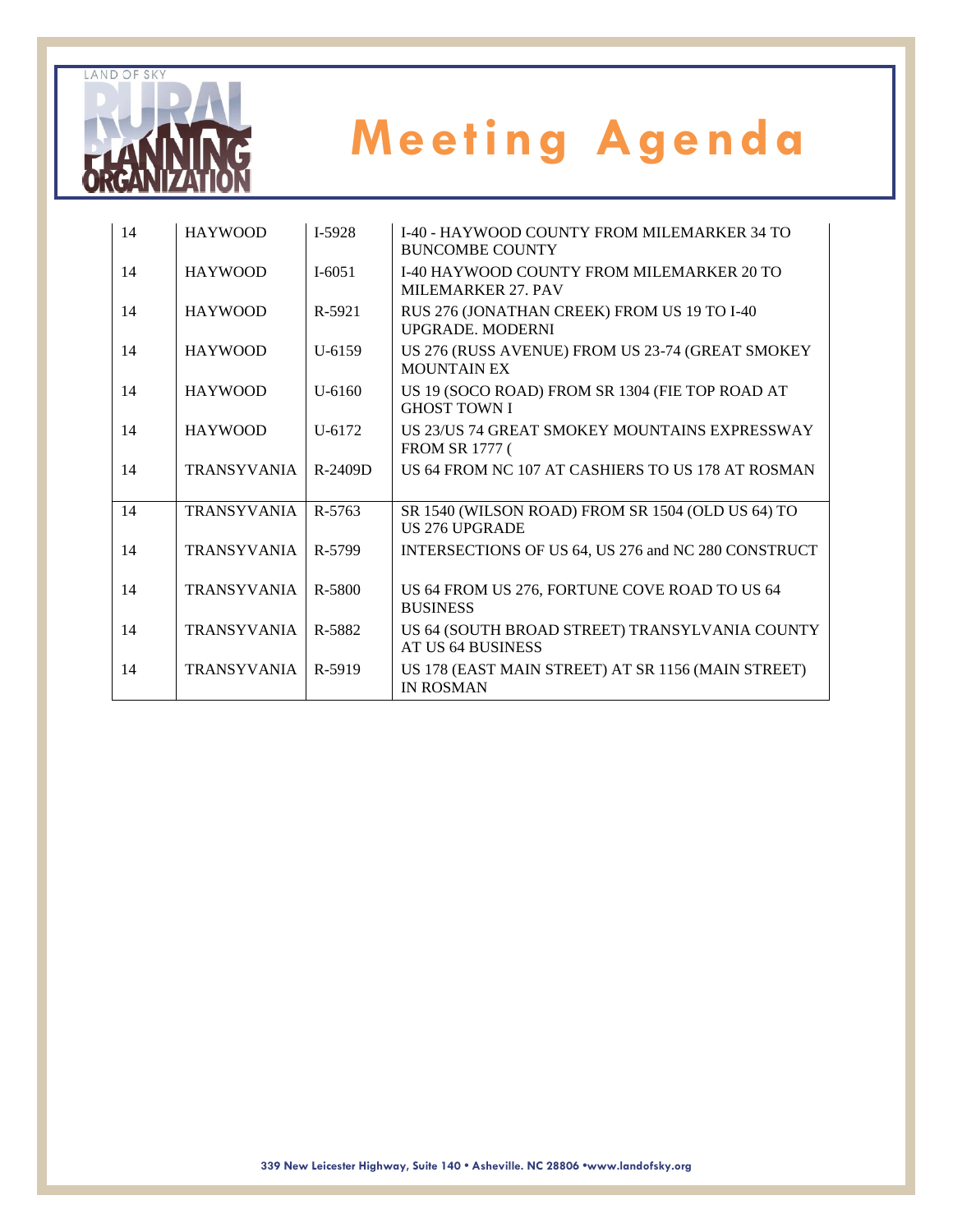# Meeting Agenda

| | | | |
|---|---|---|---|
| 14 | HAYWOOD | I-5928 | I-40 - HAYWOOD COUNTY FROM MILEMARKER 34 TO BUNCOMBE COUNTY |
| 14 | HAYWOOD | I-6051 | I-40 HAYWOOD COUNTY FROM MILEMARKER 20 TO MILEMARKER 27. PAV |
| 14 | HAYWOOD | R-5921 | RUS 276 (JONATHAN CREEK) FROM US 19 TO I-40 UPGRADE. MODERNI |
| 14 | HAYWOOD | U-6159 | US 276 (RUSS AVENUE) FROM US 23-74 (GREAT SMOKEY MOUNTAIN EX |
| 14 | HAYWOOD | U-6160 | US 19 (SOCO ROAD) FROM SR 1304 (FIE TOP ROAD AT GHOST TOWN I |
| 14 | HAYWOOD | U-6172 | US 23/US 74 GREAT SMOKEY MOUNTAINS EXPRESSWAY FROM SR 1777 ( |
| 14 | TRANSYVANIA | R-2409D | US 64 FROM NC 107 AT CASHIERS TO US 178 AT ROSMAN |
| 14 | TRANSYVANIA | R-5763 | SR 1540 (WILSON ROAD) FROM SR 1504 (OLD US 64) TO US 276 UPGRADE |
| 14 | TRANSYVANIA | R-5799 | INTERSECTIONS OF US 64, US 276 and NC 280 CONSTRUCT |
| 14 | TRANSYVANIA | R-5800 | US 64 FROM US 276, FORTUNE COVE ROAD TO US 64 BUSINESS |
| 14 | TRANSYVANIA | R-5882 | US 64 (SOUTH BROAD STREET) TRANSYLVANIA COUNTY AT US 64 BUSINESS |
| 14 | TRANSYVANIA | R-5919 | US 178 (EAST MAIN STREET) AT SR 1156 (MAIN STREET) IN ROSMAN |